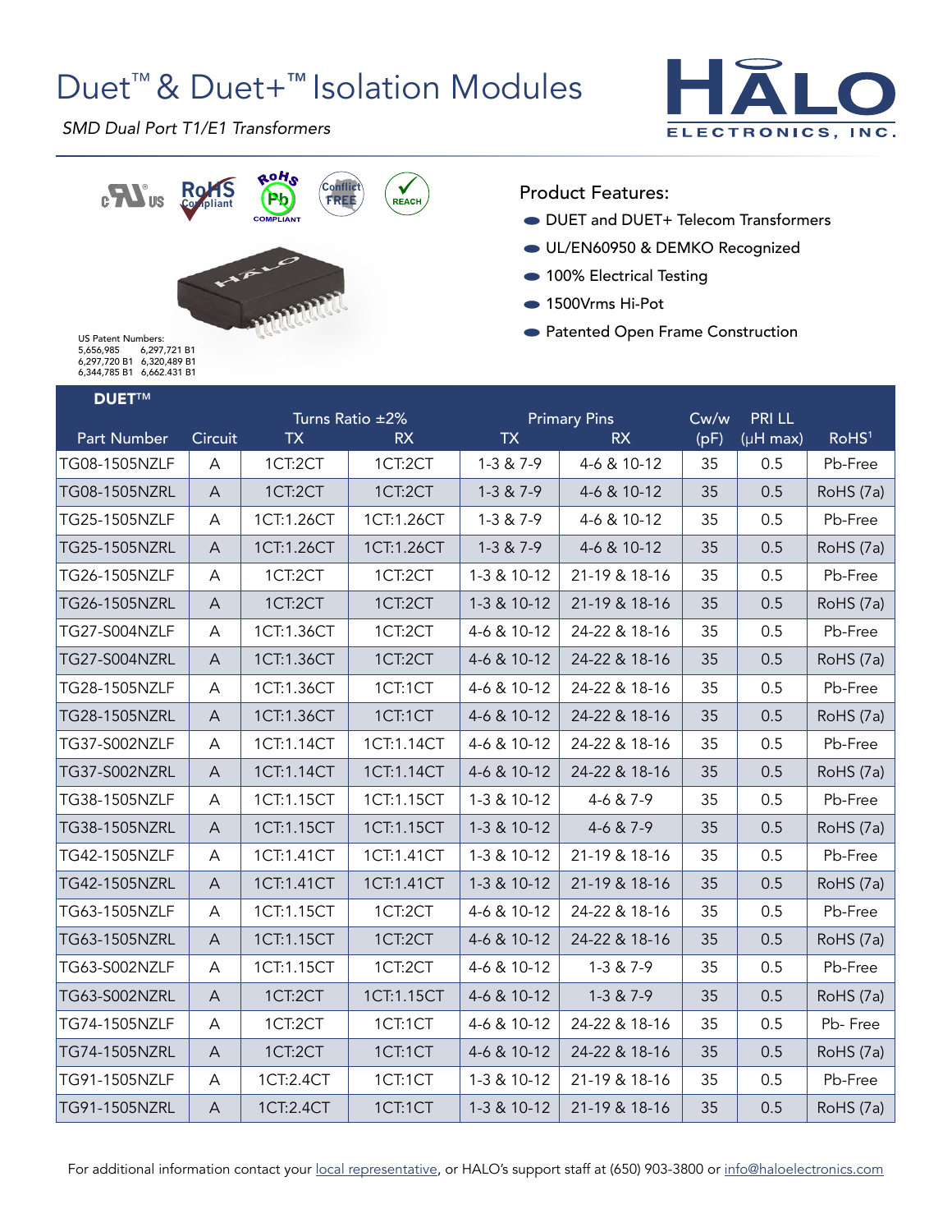# Duet™ & Duet+™ Isolation Modules

*SMD Dual Port T1/E1 Transformers*

US Patent Numbers:
5,656,985 6,297,721 B1
6,297,720 B1 6,320,489 B1
6,344,785 B1 6,662.431 B1

Product Features:

- DUET and DUET+ Telecom Transformers
- UL/EN60950 & DEMKO Recognized
- 100% Electrical Testing
- 1500Vrms Hi-Pot
- Patented Open Frame Construction

**DUET™**

| Part Number | Circuit | Turns Ratio ±2% | | Primary Pins | | Cw/w | PRI LL | RoHS[1] |
|---|---|---|---|---|---|---|---|---|
| | | TX | RX | TX | RX | (pF) | (µH max) | |
| TG08-1505NZLF | A | 1CT:2CT | 1CT:2CT | 1-3 & 7-9 | 4-6 & 10-12 | 35 | 0.5 | Pb-Free |
| TG08-1505NZRL | A | 1CT:2CT | 1CT:2CT | 1-3 & 7-9 | 4-6 & 10-12 | 35 | 0.5 | RoHS (7a) |
| TG25-1505NZLF | A | 1CT:1.26CT | 1CT:1.26CT | 1-3 & 7-9 | 4-6 & 10-12 | 35 | 0.5 | Pb-Free |
| TG25-1505NZRL | A | 1CT:1.26CT | 1CT:1.26CT | 1-3 & 7-9 | 4-6 & 10-12 | 35 | 0.5 | RoHS (7a) |
| TG26-1505NZLF | A | 1CT:2CT | 1CT:2CT | 1-3 & 10-12 | 21-19 & 18-16 | 35 | 0.5 | Pb-Free |
| TG26-1505NZRL | A | 1CT:2CT | 1CT:2CT | 1-3 & 10-12 | 21-19 & 18-16 | 35 | 0.5 | RoHS (7a) |
| TG27-S004NZLF | A | 1CT:1.36CT | 1CT:2CT | 4-6 & 10-12 | 24-22 & 18-16 | 35 | 0.5 | Pb-Free |
| TG27-S004NZRL | A | 1CT:1.36CT | 1CT:2CT | 4-6 & 10-12 | 24-22 & 18-16 | 35 | 0.5 | RoHS (7a) |
| TG28-1505NZLF | A | 1CT:1.36CT | 1CT:1CT | 4-6 & 10-12 | 24-22 & 18-16 | 35 | 0.5 | Pb-Free |
| TG28-1505NZRL | A | 1CT:1.36CT | 1CT:1CT | 4-6 & 10-12 | 24-22 & 18-16 | 35 | 0.5 | RoHS (7a) |
| TG37-S002NZLF | A | 1CT:1.14CT | 1CT:1.14CT | 4-6 & 10-12 | 24-22 & 18-16 | 35 | 0.5 | Pb-Free |
| TG37-S002NZRL | A | 1CT:1.14CT | 1CT:1.14CT | 4-6 & 10-12 | 24-22 & 18-16 | 35 | 0.5 | RoHS (7a) |
| TG38-1505NZLF | A | 1CT:1.15CT | 1CT:1.15CT | 1-3 & 10-12 | 4-6 & 7-9 | 35 | 0.5 | Pb-Free |
| TG38-1505NZRL | A | 1CT:1.15CT | 1CT:1.15CT | 1-3 & 10-12 | 4-6 & 7-9 | 35 | 0.5 | RoHS (7a) |
| TG42-1505NZLF | A | 1CT:1.41CT | 1CT:1.41CT | 1-3 & 10-12 | 21-19 & 18-16 | 35 | 0.5 | Pb-Free |
| TG42-1505NZRL | A | 1CT:1.41CT | 1CT:1.41CT | 1-3 & 10-12 | 21-19 & 18-16 | 35 | 0.5 | RoHS (7a) |
| TG63-1505NZLF | A | 1CT:1.15CT | 1CT:2CT | 4-6 & 10-12 | 24-22 & 18-16 | 35 | 0.5 | Pb-Free |
| TG63-1505NZRL | A | 1CT:1.15CT | 1CT:2CT | 4-6 & 10-12 | 24-22 & 18-16 | 35 | 0.5 | RoHS (7a) |
| TG63-S002NZLF | A | 1CT:1.15CT | 1CT:2CT | 4-6 & 10-12 | 1-3 & 7-9 | 35 | 0.5 | Pb-Free |
| TG63-S002NZRL | A | 1CT:2CT | 1CT:1.15CT | 4-6 & 10-12 | 1-3 & 7-9 | 35 | 0.5 | RoHS (7a) |
| TG74-1505NZLF | A | 1CT:2CT | 1CT:1CT | 4-6 & 10-12 | 24-22 & 18-16 | 35 | 0.5 | Pb- Free |
| TG74-1505NZRL | A | 1CT:2CT | 1CT:1CT | 4-6 & 10-12 | 24-22 & 18-16 | 35 | 0.5 | RoHS (7a) |
| TG91-1505NZLF | A | 1CT:2.4CT | 1CT:1CT | 1-3 & 10-12 | 21-19 & 18-16 | 35 | 0.5 | Pb-Free |
| TG91-1505NZRL | A | 1CT:2.4CT | 1CT:1CT | 1-3 & 10-12 | 21-19 & 18-16 | 35 | 0.5 | RoHS (7a) |

For additional information contact your local representative, or HALO's support staff at (650) 903-3800 or info@haloelectronics.com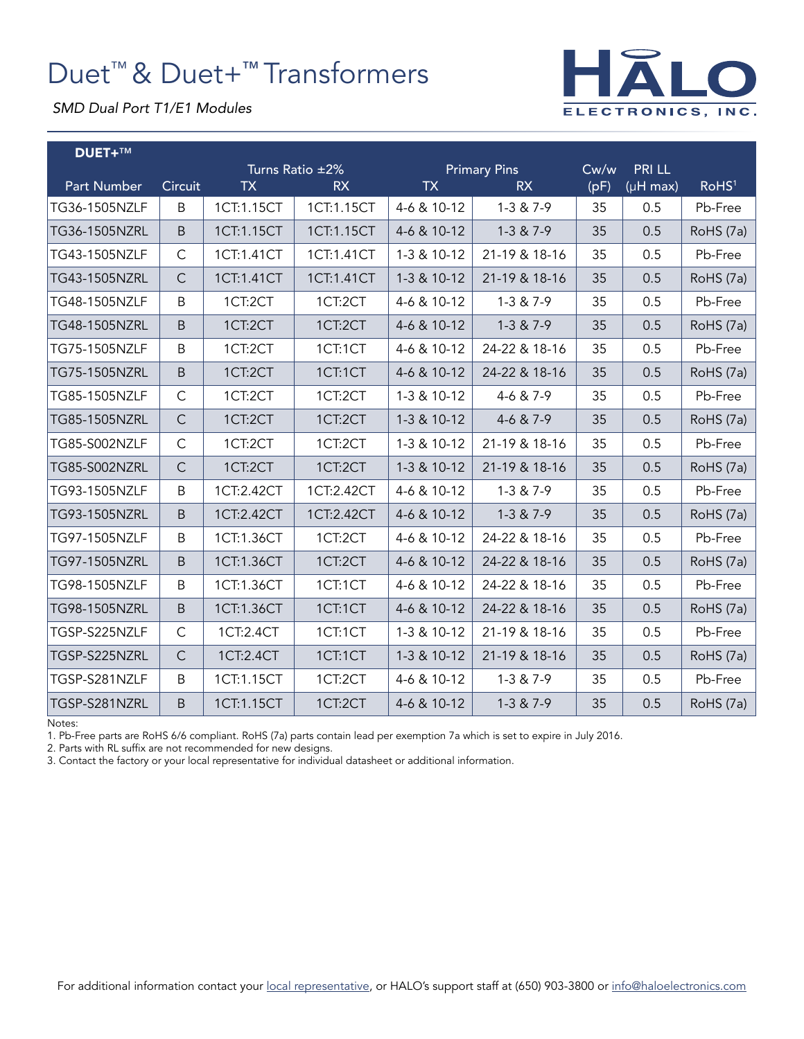# Duet™ & Duet+™ Transformers

*SMD Dual Port T1/E1 Modules*

HALO ELECTRONICS, INC.

**DUET+™**

| Part Number | Circuit | Turns Ratio ±2% TX | RX | Primary Pins TX | RX | Cw/w (pF) | PRI LL (μH max) | RoHS[1] |
|---|---|---|---|---|---|---|---|---|
| TG36-1505NZLF | B | 1CT:1.15CT | 1CT:1.15CT | 4-6 & 10-12 | 1-3 & 7-9 | 35 | 0.5 | Pb-Free |
| TG36-1505NZRL | B | 1CT:1.15CT | 1CT:1.15CT | 4-6 & 10-12 | 1-3 & 7-9 | 35 | 0.5 | RoHS (7a) |
| TG43-1505NZLF | C | 1CT:1.41CT | 1CT:1.41CT | 1-3 & 10-12 | 21-19 & 18-16 | 35 | 0.5 | Pb-Free |
| TG43-1505NZRL | C | 1CT:1.41CT | 1CT:1.41CT | 1-3 & 10-12 | 21-19 & 18-16 | 35 | 0.5 | RoHS (7a) |
| TG48-1505NZLF | B | 1CT:2CT | 1CT:2CT | 4-6 & 10-12 | 1-3 & 7-9 | 35 | 0.5 | Pb-Free |
| TG48-1505NZRL | B | 1CT:2CT | 1CT:2CT | 4-6 & 10-12 | 1-3 & 7-9 | 35 | 0.5 | RoHS (7a) |
| TG75-1505NZLF | B | 1CT:2CT | 1CT:1CT | 4-6 & 10-12 | 24-22 & 18-16 | 35 | 0.5 | Pb-Free |
| TG75-1505NZRL | B | 1CT:2CT | 1CT:1CT | 4-6 & 10-12 | 24-22 & 18-16 | 35 | 0.5 | RoHS (7a) |
| TG85-1505NZLF | C | 1CT:2CT | 1CT:2CT | 1-3 & 10-12 | 4-6 & 7-9 | 35 | 0.5 | Pb-Free |
| TG85-1505NZRL | C | 1CT:2CT | 1CT:2CT | 1-3 & 10-12 | 4-6 & 7-9 | 35 | 0.5 | RoHS (7a) |
| TG85-S002NZLF | C | 1CT:2CT | 1CT:2CT | 1-3 & 10-12 | 21-19 & 18-16 | 35 | 0.5 | Pb-Free |
| TG85-S002NZRL | C | 1CT:2CT | 1CT:2CT | 1-3 & 10-12 | 21-19 & 18-16 | 35 | 0.5 | RoHS (7a) |
| TG93-1505NZLF | B | 1CT:2.42CT | 1CT:2.42CT | 4-6 & 10-12 | 1-3 & 7-9 | 35 | 0.5 | Pb-Free |
| TG93-1505NZRL | B | 1CT:2.42CT | 1CT:2.42CT | 4-6 & 10-12 | 1-3 & 7-9 | 35 | 0.5 | RoHS (7a) |
| TG97-1505NZLF | B | 1CT:1.36CT | 1CT:2CT | 4-6 & 10-12 | 24-22 & 18-16 | 35 | 0.5 | Pb-Free |
| TG97-1505NZRL | B | 1CT:1.36CT | 1CT:2CT | 4-6 & 10-12 | 24-22 & 18-16 | 35 | 0.5 | RoHS (7a) |
| TG98-1505NZLF | B | 1CT:1.36CT | 1CT:1CT | 4-6 & 10-12 | 24-22 & 18-16 | 35 | 0.5 | Pb-Free |
| TG98-1505NZRL | B | 1CT:1.36CT | 1CT:1CT | 4-6 & 10-12 | 24-22 & 18-16 | 35 | 0.5 | RoHS (7a) |
| TGSP-S225NZLF | C | 1CT:2.4CT | 1CT:1CT | 1-3 & 10-12 | 21-19 & 18-16 | 35 | 0.5 | Pb-Free |
| TGSP-S225NZRL | C | 1CT:2.4CT | 1CT:1CT | 1-3 & 10-12 | 21-19 & 18-16 | 35 | 0.5 | RoHS (7a) |
| TGSP-S281NZLF | B | 1CT:1.15CT | 1CT:2CT | 4-6 & 10-12 | 1-3 & 7-9 | 35 | 0.5 | Pb-Free |
| TGSP-S281NZRL | B | 1CT:1.15CT | 1CT:2CT | 4-6 & 10-12 | 1-3 & 7-9 | 35 | 0.5 | RoHS (7a) |

Notes:
1. Pb-Free parts are RoHS 6/6 compliant. RoHS (7a) parts contain lead per exemption 7a which is set to expire in July 2016.
2. Parts with RL suffix are not recommended for new designs.
3. Contact the factory or your local representative for individual datasheet or additional information.

For additional information contact your local representative, or HALO's support staff at (650) 903-3800 or info@haloelectronics.com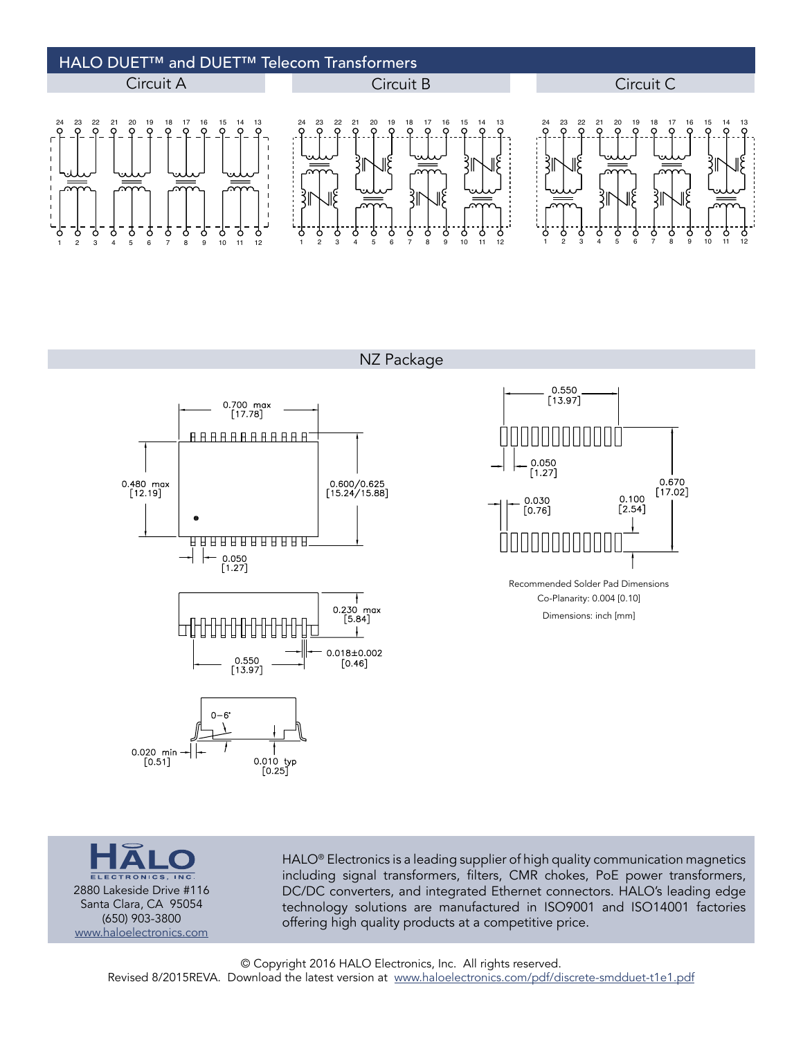## HALO DUET™ and DUET™ Telecom Transformers

Circuit A

Circuit B

Circuit C

## NZ Package

Recommended Solder Pad Dimensions

Co-Planarity: 0.004 [0.10]

Dimensions: inch [mm]

HALO ELECTRONICS, INC.
2880 Lakeside Drive #116
Santa Clara, CA 95054
(650) 903-3800
www.haloelectronics.com

HALO® Electronics is a leading supplier of high quality communication magnetics including signal transformers, filters, CMR chokes, PoE power transformers, DC/DC converters, and integrated Ethernet connectors. HALO's leading edge technology solutions are manufactured in ISO9001 and ISO14001 factories offering high quality products at a competitive price.

© Copyright 2016 HALO Electronics, Inc. All rights reserved.
Revised 8/2015REVA. Download the latest version at www.haloelectronics.com/pdf/discrete-smdduet-t1e1.pdf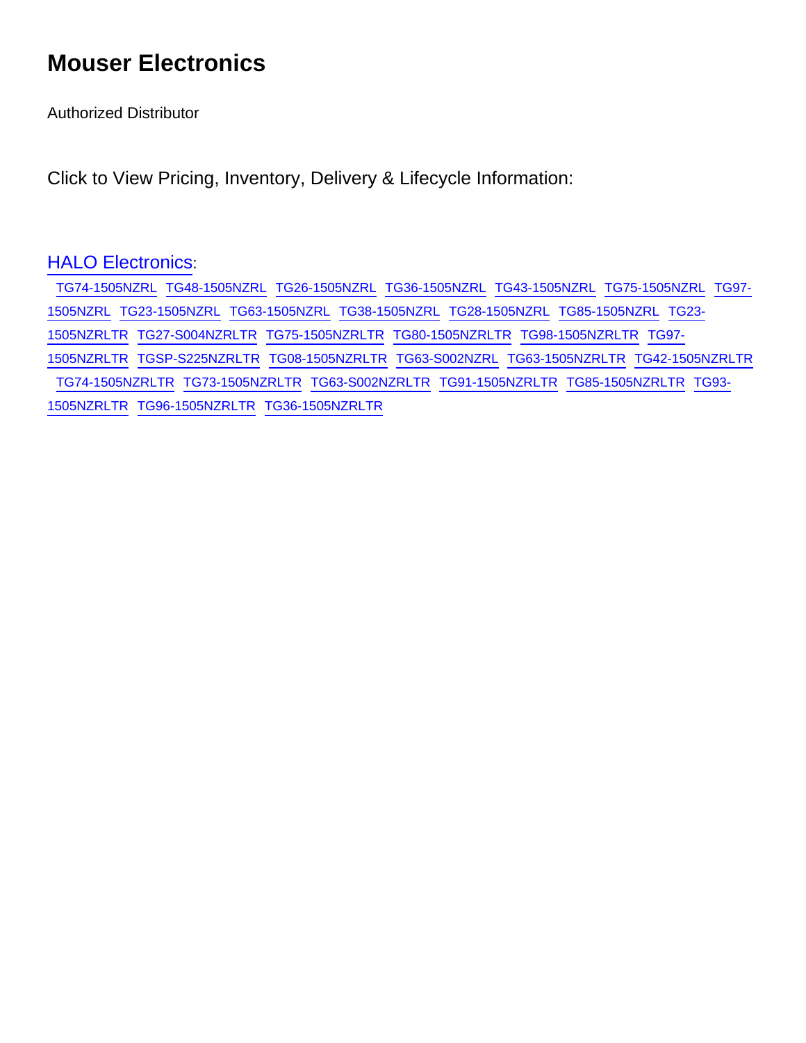# Mouser Electronics

Authorized Distributor

Click to View Pricing, Inventory, Delivery & Lifecycle Information:

HALO Electronics:

TG74-1505NZRL TG48-1505NZRL TG26-1505NZRL TG36-1505NZRL TG43-1505NZRL TG75-1505NZRL TG97-1505NZRL TG23-1505NZRL TG63-1505NZRL TG38-1505NZRL TG28-1505NZRL TG85-1505NZRL TG23-1505NZRLTR TG27-S004NZRLTR TG75-1505NZRLTR TG80-1505NZRLTR TG98-1505NZRLTR TG97-1505NZRLTR TGSP-S225NZRLTR TG08-1505NZRLTR TG63-S002NZRL TG63-1505NZRLTR TG42-1505NZRLTR TG74-1505NZRLTR TG73-1505NZRLTR TG63-S002NZRLTR TG91-1505NZRLTR TG85-1505NZRLTR TG93-1505NZRLTR TG96-1505NZRLTR TG36-1505NZRLTR